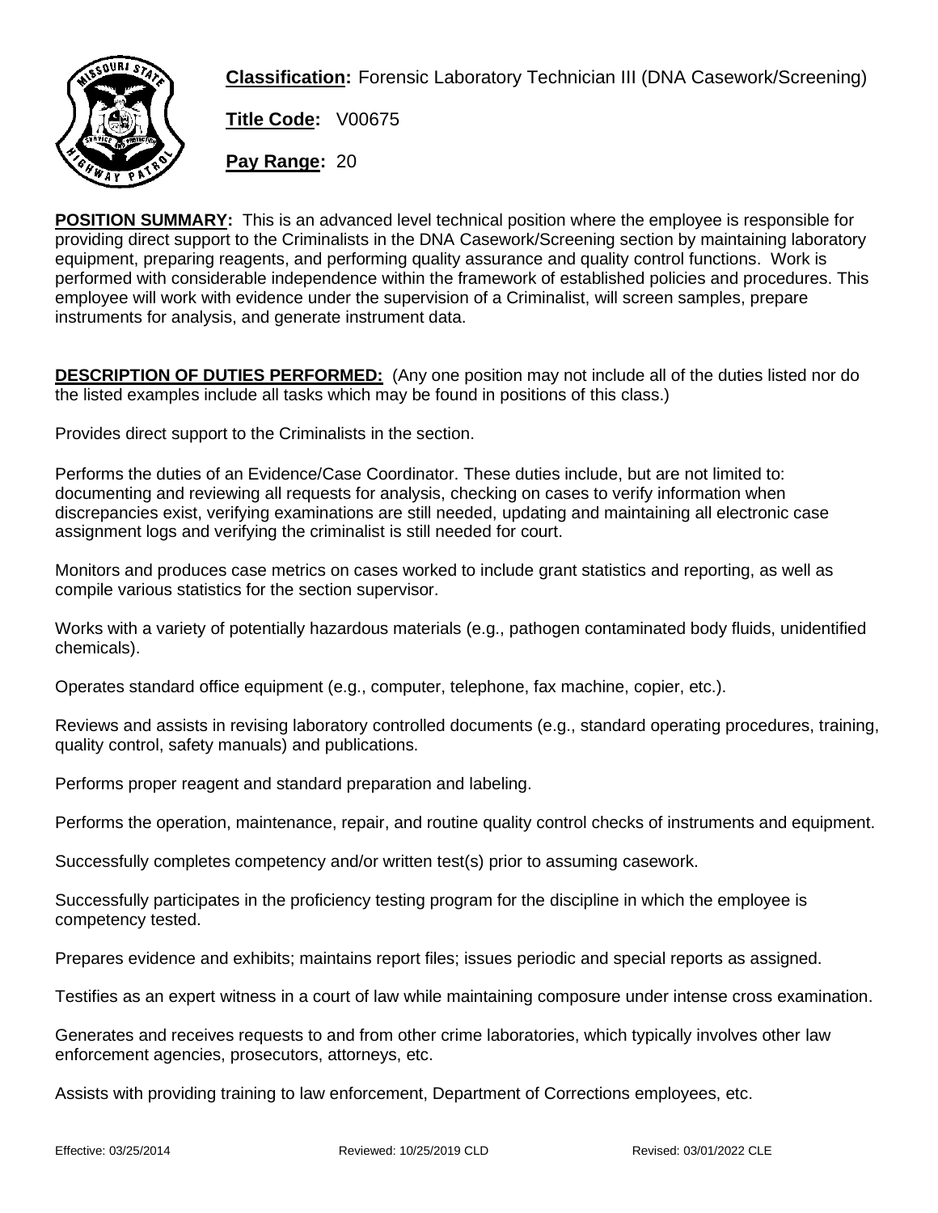**Classification:** Forensic Laboratory Technician III (DNA Casework/Screening)

**Title Code:** V00675

**Pay Range:** 20

**POSITION SUMMARY:** This is an advanced level technical position where the employee is responsible for providing direct support to the Criminalists in the DNA Casework/Screening section by maintaining laboratory equipment, preparing reagents, and performing quality assurance and quality control functions. Work is performed with considerable independence within the framework of established policies and procedures. This employee will work with evidence under the supervision of a Criminalist, will screen samples, prepare instruments for analysis, and generate instrument data.

**DESCRIPTION OF DUTIES PERFORMED:** (Any one position may not include all of the duties listed nor do the listed examples include all tasks which may be found in positions of this class.)

Provides direct support to the Criminalists in the section.

Performs the duties of an Evidence/Case Coordinator. These duties include, but are not limited to: documenting and reviewing all requests for analysis, checking on cases to verify information when discrepancies exist, verifying examinations are still needed, updating and maintaining all electronic case assignment logs and verifying the criminalist is still needed for court.

Monitors and produces case metrics on cases worked to include grant statistics and reporting, as well as compile various statistics for the section supervisor.

Works with a variety of potentially hazardous materials (e.g., pathogen contaminated body fluids, unidentified chemicals).

Operates standard office equipment (e.g., computer, telephone, fax machine, copier, etc.).

Reviews and assists in revising laboratory controlled documents (e.g., standard operating procedures, training, quality control, safety manuals) and publications.

Performs proper reagent and standard preparation and labeling.

Performs the operation, maintenance, repair, and routine quality control checks of instruments and equipment.

Successfully completes competency and/or written test(s) prior to assuming casework.

Successfully participates in the proficiency testing program for the discipline in which the employee is competency tested.

Prepares evidence and exhibits; maintains report files; issues periodic and special reports as assigned.

Testifies as an expert witness in a court of law while maintaining composure under intense cross examination.

Generates and receives requests to and from other crime laboratories, which typically involves other law enforcement agencies, prosecutors, attorneys, etc.

Assists with providing training to law enforcement, Department of Corrections employees, etc.

Effective: 03/25/2014 Reviewed: 10/25/2019 CLD Revised: 03/01/2022 CLE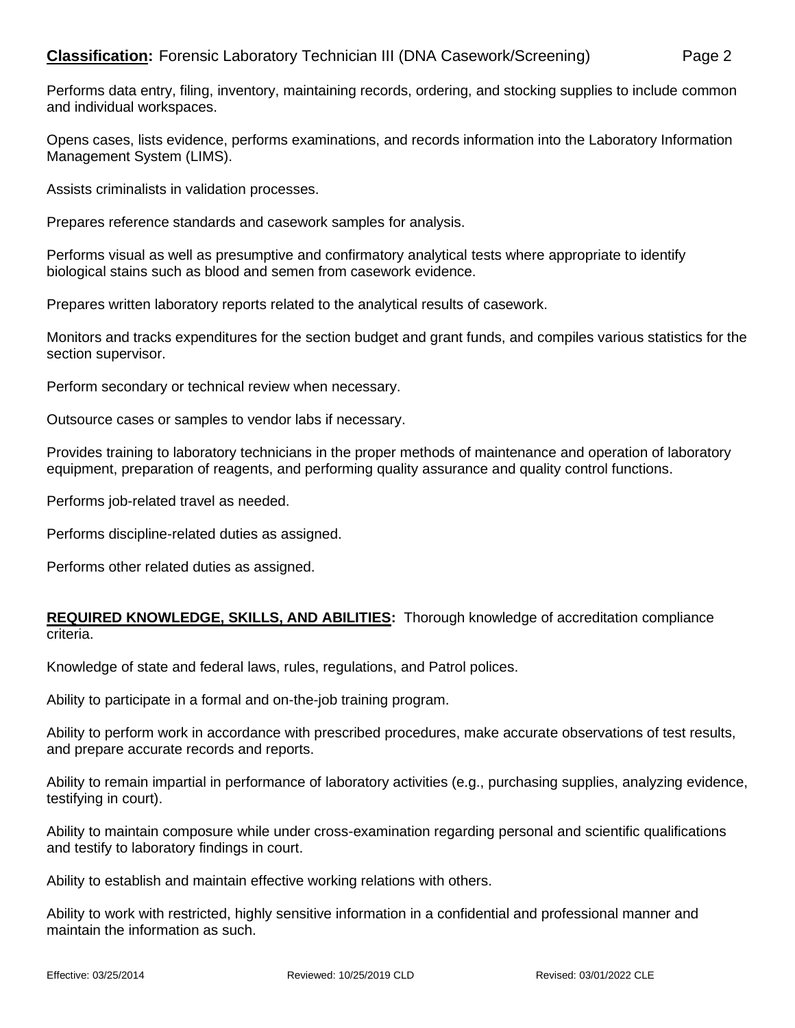Performs data entry, filing, inventory, maintaining records, ordering, and stocking supplies to include common and individual workspaces.

Opens cases, lists evidence, performs examinations, and records information into the Laboratory Information Management System (LIMS).

Assists criminalists in validation processes.

Prepares reference standards and casework samples for analysis.

Performs visual as well as presumptive and confirmatory analytical tests where appropriate to identify biological stains such as blood and semen from casework evidence.

Prepares written laboratory reports related to the analytical results of casework.

Monitors and tracks expenditures for the section budget and grant funds, and compiles various statistics for the section supervisor.

Perform secondary or technical review when necessary.

Outsource cases or samples to vendor labs if necessary.

Provides training to laboratory technicians in the proper methods of maintenance and operation of laboratory equipment, preparation of reagents, and performing quality assurance and quality control functions.

Performs job-related travel as needed.

Performs discipline-related duties as assigned.

Performs other related duties as assigned.

**REQUIRED KNOWLEDGE, SKILLS, AND ABILITIES:** Thorough knowledge of accreditation compliance criteria.

Knowledge of state and federal laws, rules, regulations, and Patrol polices.

Ability to participate in a formal and on-the-job training program.

Ability to perform work in accordance with prescribed procedures, make accurate observations of test results, and prepare accurate records and reports.

Ability to remain impartial in performance of laboratory activities (e.g., purchasing supplies, analyzing evidence, testifying in court).

Ability to maintain composure while under cross-examination regarding personal and scientific qualifications and testify to laboratory findings in court.

Ability to establish and maintain effective working relations with others.

Ability to work with restricted, highly sensitive information in a confidential and professional manner and maintain the information as such.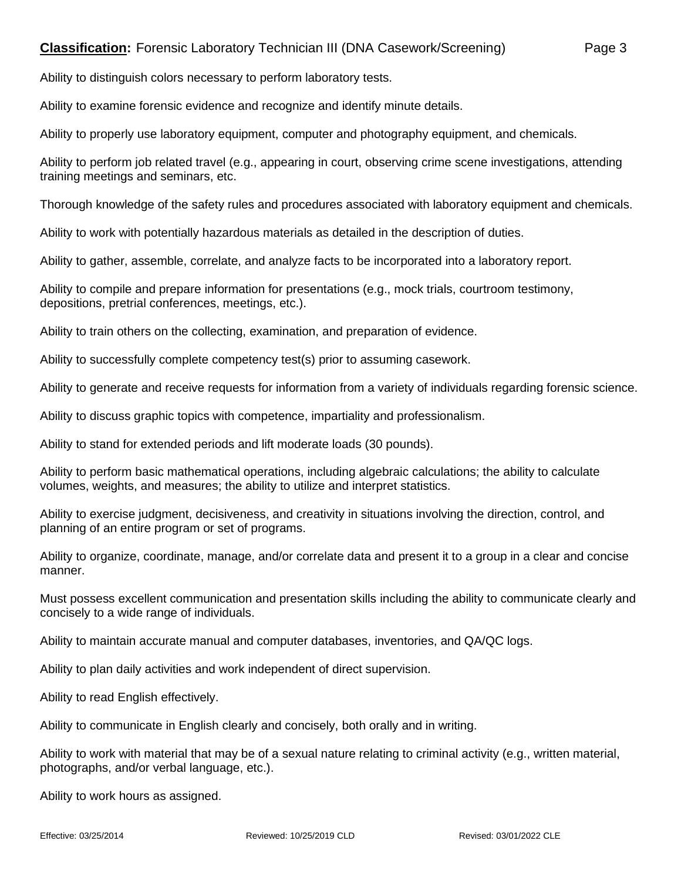Ability to distinguish colors necessary to perform laboratory tests.

Ability to examine forensic evidence and recognize and identify minute details.

Ability to properly use laboratory equipment, computer and photography equipment, and chemicals.

Ability to perform job related travel (e.g., appearing in court, observing crime scene investigations, attending training meetings and seminars, etc.

Thorough knowledge of the safety rules and procedures associated with laboratory equipment and chemicals.

Ability to work with potentially hazardous materials as detailed in the description of duties.

Ability to gather, assemble, correlate, and analyze facts to be incorporated into a laboratory report.

Ability to compile and prepare information for presentations (e.g., mock trials, courtroom testimony, depositions, pretrial conferences, meetings, etc.).

Ability to train others on the collecting, examination, and preparation of evidence.

Ability to successfully complete competency test(s) prior to assuming casework.

Ability to generate and receive requests for information from a variety of individuals regarding forensic science.

Ability to discuss graphic topics with competence, impartiality and professionalism.

Ability to stand for extended periods and lift moderate loads (30 pounds).

Ability to perform basic mathematical operations, including algebraic calculations; the ability to calculate volumes, weights, and measures; the ability to utilize and interpret statistics.

Ability to exercise judgment, decisiveness, and creativity in situations involving the direction, control, and planning of an entire program or set of programs.

Ability to organize, coordinate, manage, and/or correlate data and present it to a group in a clear and concise manner.

Must possess excellent communication and presentation skills including the ability to communicate clearly and concisely to a wide range of individuals.

Ability to maintain accurate manual and computer databases, inventories, and QA/QC logs.

Ability to plan daily activities and work independent of direct supervision.

Ability to read English effectively.

Ability to communicate in English clearly and concisely, both orally and in writing.

Ability to work with material that may be of a sexual nature relating to criminal activity (e.g., written material, photographs, and/or verbal language, etc.).

Ability to work hours as assigned.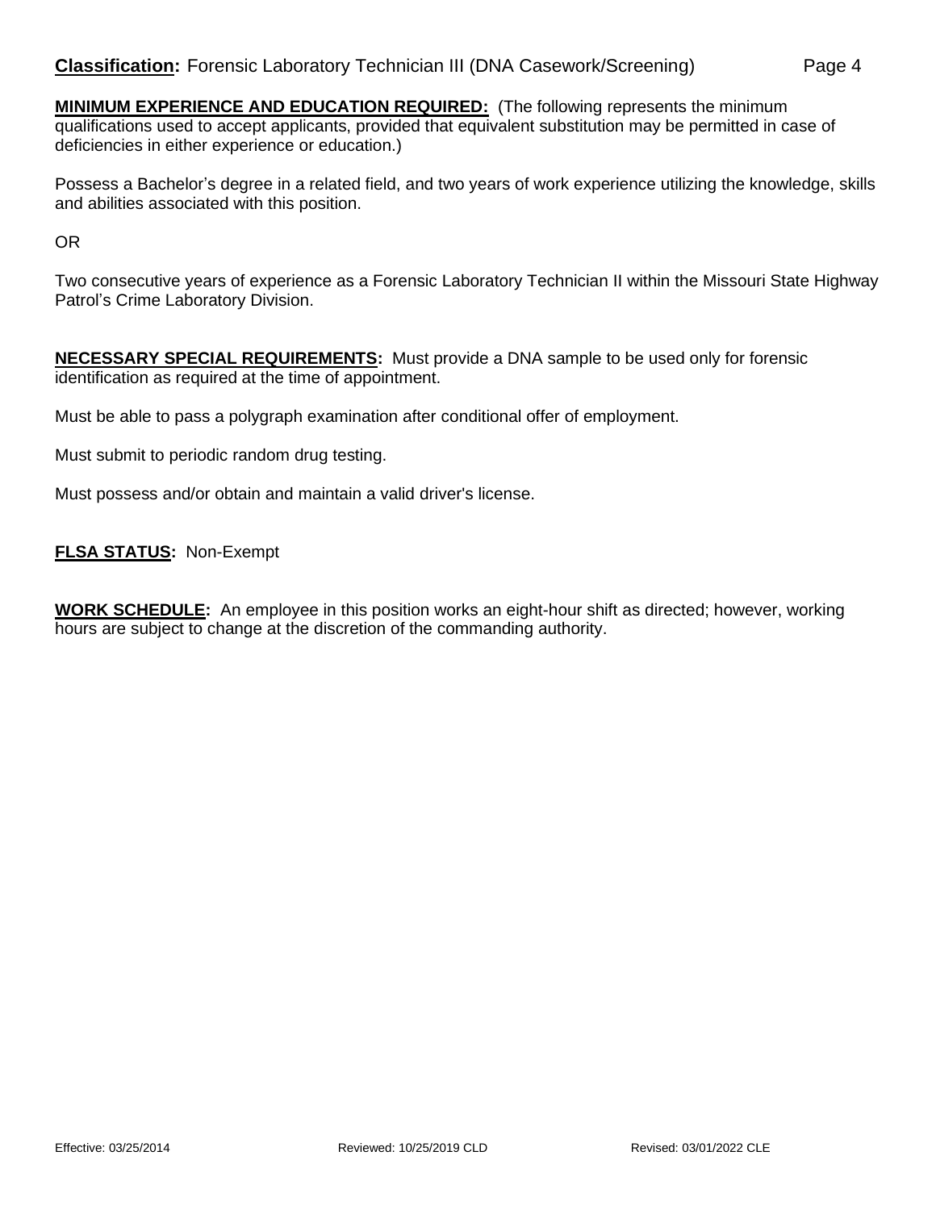**MINIMUM EXPERIENCE AND EDUCATION REQUIRED:** (The following represents the minimum qualifications used to accept applicants, provided that equivalent substitution may be permitted in case of deficiencies in either experience or education.)

Possess a Bachelor's degree in a related field, and two years of work experience utilizing the knowledge, skills and abilities associated with this position.

OR

Two consecutive years of experience as a Forensic Laboratory Technician II within the Missouri State Highway Patrol's Crime Laboratory Division.

**NECESSARY SPECIAL REQUIREMENTS:** Must provide a DNA sample to be used only for forensic identification as required at the time of appointment.

Must be able to pass a polygraph examination after conditional offer of employment.

Must submit to periodic random drug testing.

Must possess and/or obtain and maintain a valid driver's license.

**FLSA STATUS:** Non-Exempt

**WORK SCHEDULE:** An employee in this position works an eight-hour shift as directed; however, working hours are subject to change at the discretion of the commanding authority.